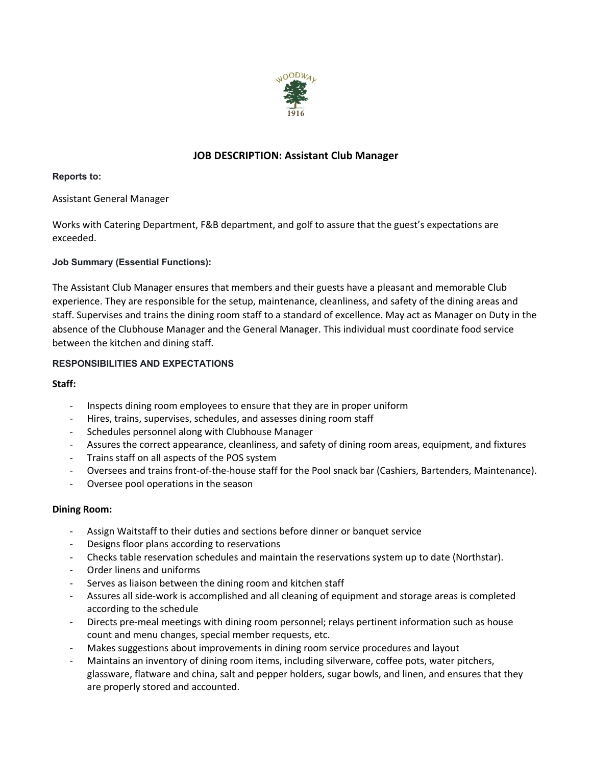# JOB DESCRIPTION: Assistant Club Manager

**Reports to:**

Assistant General Manager

Works with Catering Department, F&B department, and golf to assure that the guest's expectations are exceeded.

**Job Summary (Essential Functions):**

The Assistant Club Manager ensures that members and their guests have a pleasant and memorable Club experience. They are responsible for the setup, maintenance, cleanliness, and safety of the dining areas and staff. Supervises and trains the dining room staff to a standard of excellence. May act as Manager on Duty in the absence of the Clubhouse Manager and the General Manager. This individual must coordinate food service between the kitchen and dining staff.

## RESPONSIBILITIES AND EXPECTATIONS

**Staff:**

- Inspects dining room employees to ensure that they are in proper uniform
- Hires, trains, supervises, schedules, and assesses dining room staff
- Schedules personnel along with Clubhouse Manager
- Assures the correct appearance, cleanliness, and safety of dining room areas, equipment, and fixtures
- Trains staff on all aspects of the POS system
- Oversees and trains front-of-the-house staff for the Pool snack bar (Cashiers, Bartenders, Maintenance).
- Oversee pool operations in the season

**Dining Room:**

- Assign Waitstaff to their duties and sections before dinner or banquet service
- Designs floor plans according to reservations
- Checks table reservation schedules and maintain the reservations system up to date (Northstar).
- Order linens and uniforms
- Serves as liaison between the dining room and kitchen staff
- Assures all side-work is accomplished and all cleaning of equipment and storage areas is completed according to the schedule
- Directs pre-meal meetings with dining room personnel; relays pertinent information such as house count and menu changes, special member requests, etc.
- Makes suggestions about improvements in dining room service procedures and layout
- Maintains an inventory of dining room items, including silverware, coffee pots, water pitchers, glassware, flatware and china, salt and pepper holders, sugar bowls, and linen, and ensures that they are properly stored and accounted.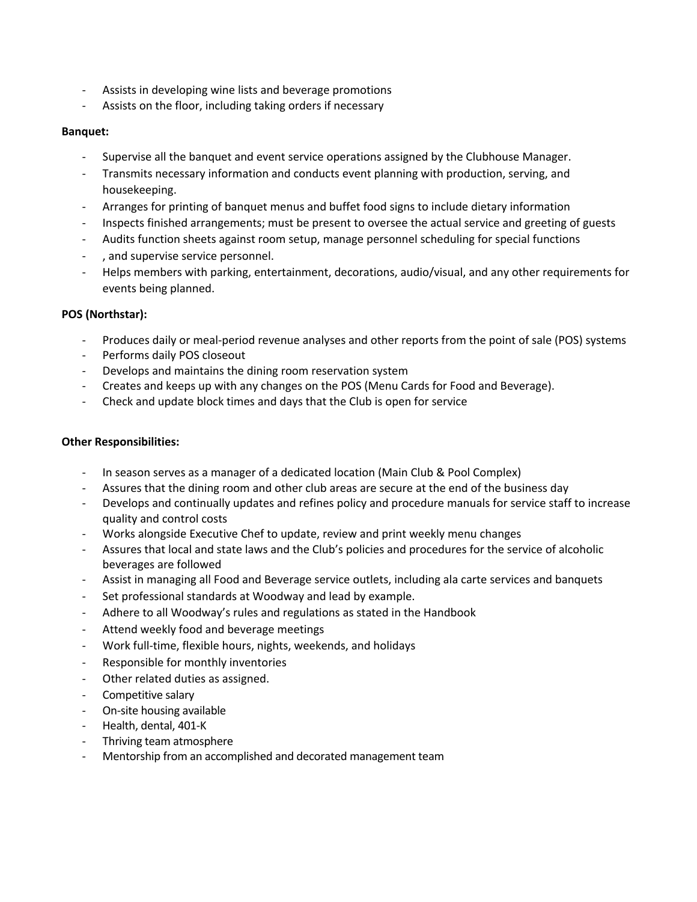- Assists in developing wine lists and beverage promotions
- Assists on the floor, including taking orders if necessary

**Banquet:**

- Supervise all the banquet and event service operations assigned by the Clubhouse Manager.
- Transmits necessary information and conducts event planning with production, serving, and housekeeping.
- Arranges for printing of banquet menus and buffet food signs to include dietary information
- Inspects finished arrangements; must be present to oversee the actual service and greeting of guests
- Audits function sheets against room setup, manage personnel scheduling for special functions
- , and supervise service personnel.
- Helps members with parking, entertainment, decorations, audio/visual, and any other requirements for events being planned.

**POS (Northstar):**

- Produces daily or meal-period revenue analyses and other reports from the point of sale (POS) systems
- Performs daily POS closeout
- Develops and maintains the dining room reservation system
- Creates and keeps up with any changes on the POS (Menu Cards for Food and Beverage).
- Check and update block times and days that the Club is open for service

**Other Responsibilities:**

- In season serves as a manager of a dedicated location (Main Club & Pool Complex)
- Assures that the dining room and other club areas are secure at the end of the business day
- Develops and continually updates and refines policy and procedure manuals for service staff to increase quality and control costs
- Works alongside Executive Chef to update, review and print weekly menu changes
- Assures that local and state laws and the Club's policies and procedures for the service of alcoholic beverages are followed
- Assist in managing all Food and Beverage service outlets, including ala carte services and banquets
- Set professional standards at Woodway and lead by example.
- Adhere to all Woodway's rules and regulations as stated in the Handbook
- Attend weekly food and beverage meetings
- Work full-time, flexible hours, nights, weekends, and holidays
- Responsible for monthly inventories
- Other related duties as assigned.
- Competitive salary
- On-site housing available
- Health, dental, 401-K
- Thriving team atmosphere
- Mentorship from an accomplished and decorated management team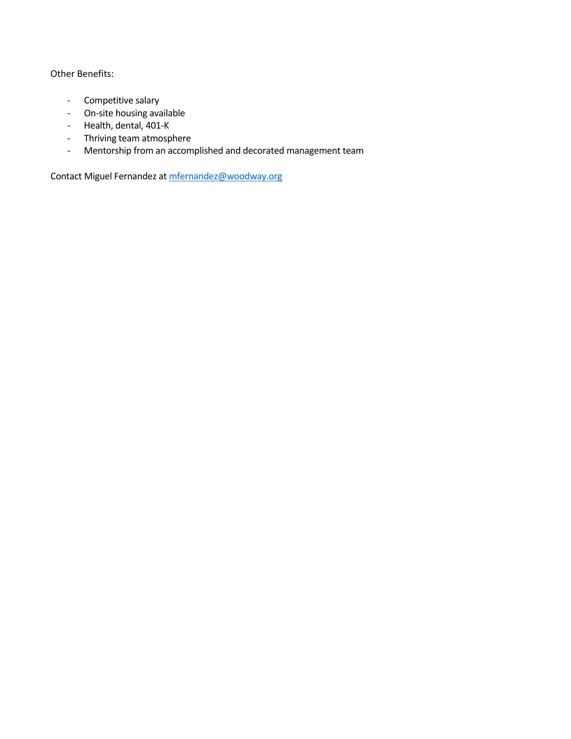Other Benefits:

- Competitive salary
- On-site housing available
- Health, dental, 401-K
- Thriving team atmosphere
- Mentorship from an accomplished and decorated management team

Contact Miguel Fernandez at mfernandez@woodway.org